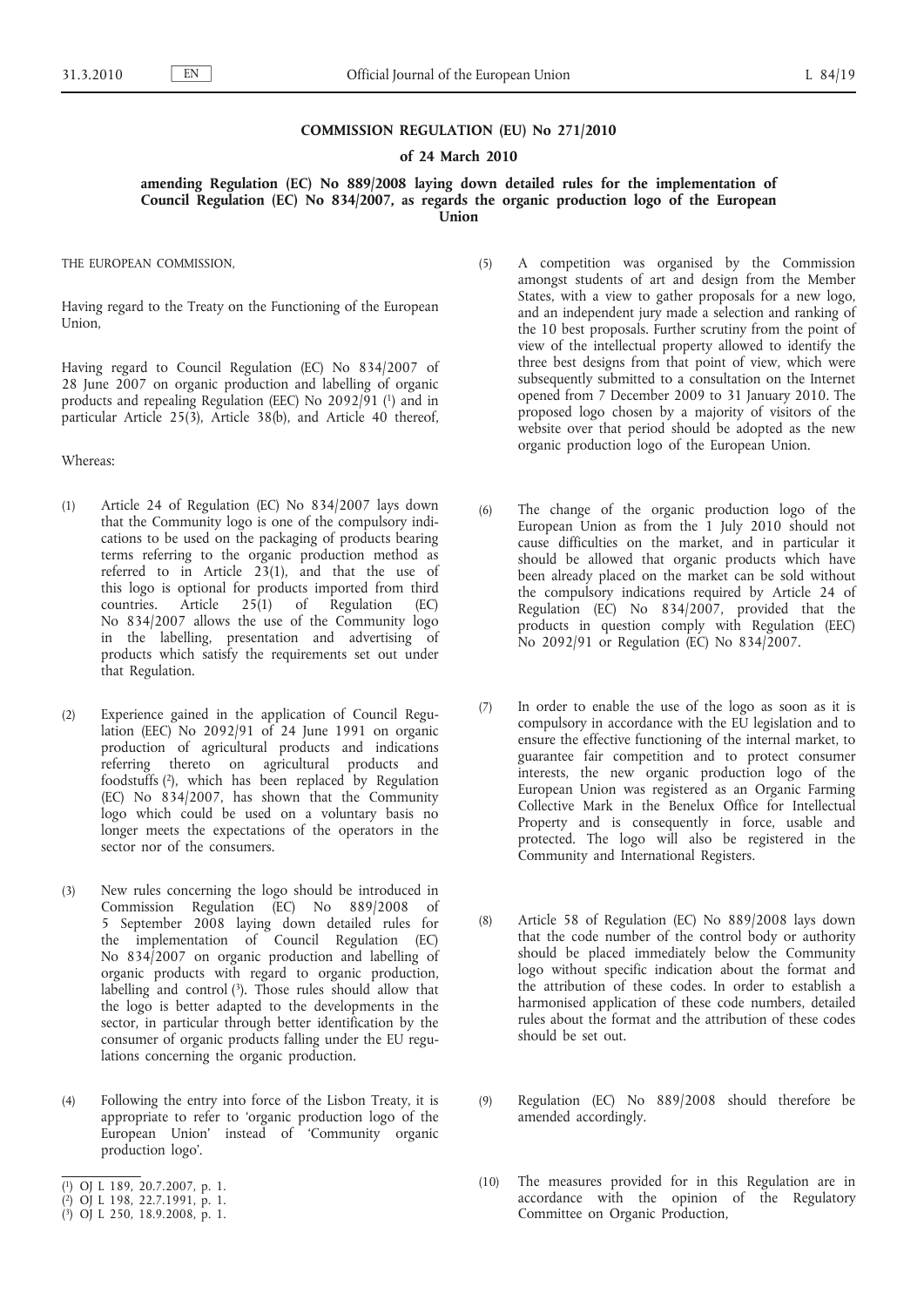# COMMISSION REGULATION (EU) No 271/2010

## of 24 March 2010

## amending Regulation (EC) No 889/2008 laying down detailed rules for the implementation of Council Regulation (EC) No 834/2007, as regards the organic production logo of the European Union

THE EUROPEAN COMMISSION,

Having regard to the Treaty on the Functioning of the European Union,

Having regard to Council Regulation (EC) No 834/2007 of 28 June 2007 on organic production and labelling of organic products and repealing Regulation (EEC) No 2092/91 [1] and in particular Article 25(3), Article 38(b), and Article 40 thereof,

Whereas:

(1) Article 24 of Regulation (EC) No 834/2007 lays down that the Community logo is one of the compulsory indications to be used on the packaging of products bearing terms referring to the organic production method as referred to in Article 23(1), and that the use of this logo is optional for products imported from third countries. Article 25(1) of Regulation (EC) No 834/2007 allows the use of the Community logo in the labelling, presentation and advertising of products which satisfy the requirements set out under that Regulation.

(2) Experience gained in the application of Council Regulation (EEC) No 2092/91 of 24 June 1991 on organic production of agricultural products and indications referring thereto on agricultural products and foodstuffs [2], which has been replaced by Regulation (EC) No 834/2007, has shown that the Community logo which could be used on a voluntary basis no longer meets the expectations of the operators in the sector nor of the consumers.

(3) New rules concerning the logo should be introduced in Commission Regulation (EC) No 889/2008 of 5 September 2008 laying down detailed rules for the implementation of Council Regulation (EC) No 834/2007 on organic production and labelling of organic products with regard to organic production, labelling and control [3]. Those rules should allow that the logo is better adapted to the developments in the sector, in particular through better identification by the consumer of organic products falling under the EU regulations concerning the organic production.

(4) Following the entry into force of the Lisbon Treaty, it is appropriate to refer to 'organic production logo of the European Union' instead of 'Community organic production logo'.

(5) A competition was organised by the Commission amongst students of art and design from the Member States, with a view to gather proposals for a new logo, and an independent jury made a selection and ranking of the 10 best proposals. Further scrutiny from the point of view of the intellectual property allowed to identify the three best designs from that point of view, which were subsequently submitted to a consultation on the Internet opened from 7 December 2009 to 31 January 2010. The proposed logo chosen by a majority of visitors of the website over that period should be adopted as the new organic production logo of the European Union.

(6) The change of the organic production logo of the European Union as from the 1 July 2010 should not cause difficulties on the market, and in particular it should be allowed that organic products which have been already placed on the market can be sold without the compulsory indications required by Article 24 of Regulation (EC) No 834/2007, provided that the products in question comply with Regulation (EEC) No 2092/91 or Regulation (EC) No 834/2007.

(7) In order to enable the use of the logo as soon as it is compulsory in accordance with the EU legislation and to ensure the effective functioning of the internal market, to guarantee fair competition and to protect consumer interests, the new organic production logo of the European Union was registered as an Organic Farming Collective Mark in the Benelux Office for Intellectual Property and is consequently in force, usable and protected. The logo will also be registered in the Community and International Registers.

(8) Article 58 of Regulation (EC) No 889/2008 lays down that the code number of the control body or authority should be placed immediately below the Community logo without specific indication about the format and the attribution of these codes. In order to establish a harmonised application of these code numbers, detailed rules about the format and the attribution of these codes should be set out.

(9) Regulation (EC) No 889/2008 should therefore be amended accordingly.

(10) The measures provided for in this Regulation are in accordance with the opinion of the Regulatory Committee on Organic Production,

---

[1] OJ L 189, 20.7.2007, p. 1.

[2] OJ L 198, 22.7.1991, p. 1.

[3] OJ L 250, 18.9.2008, p. 1.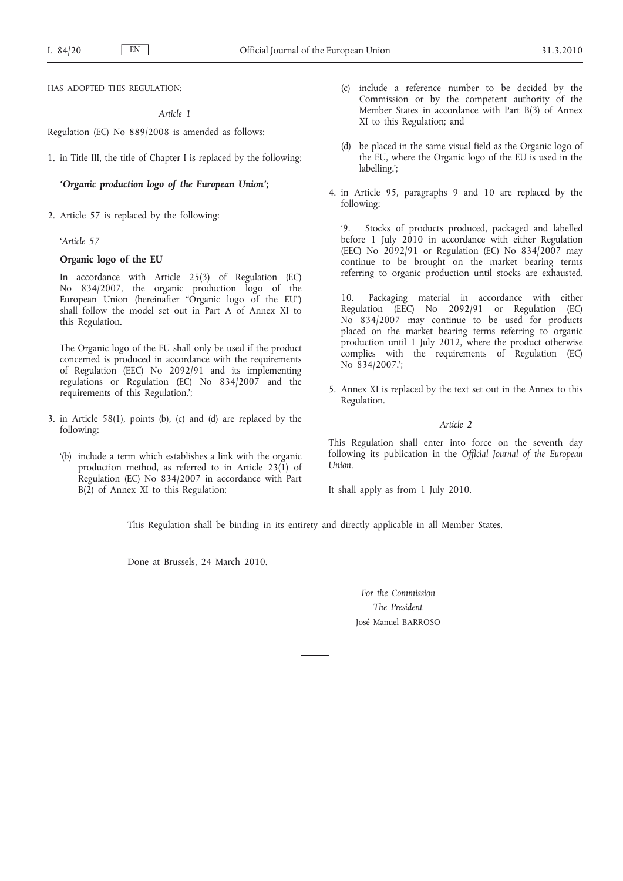HAS ADOPTED THIS REGULATION:

*Article 1*

Regulation (EC) No 889/2008 is amended as follows:

1. in Title III, the title of Chapter I is replaced by the following:

   ***'Organic production logo of the European Union';***

2. Article 57 is replaced by the following:

   *'Article 57*

   **Organic logo of the EU**

   In accordance with Article 25(3) of Regulation (EC) No 834/2007, the organic production logo of the European Union (hereinafter "Organic logo of the EU") shall follow the model set out in Part A of Annex XI to this Regulation.

   The Organic logo of the EU shall only be used if the product concerned is produced in accordance with the requirements of Regulation (EEC) No 2092/91 and its implementing regulations or Regulation (EC) No 834/2007 and the requirements of this Regulation.';

3. in Article 58(1), points (b), (c) and (d) are replaced by the following:

   '(b) include a term which establishes a link with the organic production method, as referred to in Article 23(1) of Regulation (EC) No 834/2007 in accordance with Part B(2) of Annex XI to this Regulation;

   (c) include a reference number to be decided by the Commission or by the competent authority of the Member States in accordance with Part B(3) of Annex XI to this Regulation; and

   (d) be placed in the same visual field as the Organic logo of the EU, where the Organic logo of the EU is used in the labelling.';

4. in Article 95, paragraphs 9 and 10 are replaced by the following:

   '9. Stocks of products produced, packaged and labelled before 1 July 2010 in accordance with either Regulation (EEC) No 2092/91 or Regulation (EC) No 834/2007 may continue to be brought on the market bearing terms referring to organic production until stocks are exhausted.

   10. Packaging material in accordance with either Regulation (EEC) No 2092/91 or Regulation (EC) No 834/2007 may continue to be used for products placed on the market bearing terms referring to organic production until 1 July 2012, where the product otherwise complies with the requirements of Regulation (EC) No 834/2007.';

5. Annex XI is replaced by the text set out in the Annex to this Regulation.

*Article 2*

This Regulation shall enter into force on the seventh day following its publication in the *Official Journal of the European Union*.

It shall apply as from 1 July 2010.

This Regulation shall be binding in its entirety and directly applicable in all Member States.

Done at Brussels, 24 March 2010.

*For the Commission*

*The President*

José Manuel BARROSO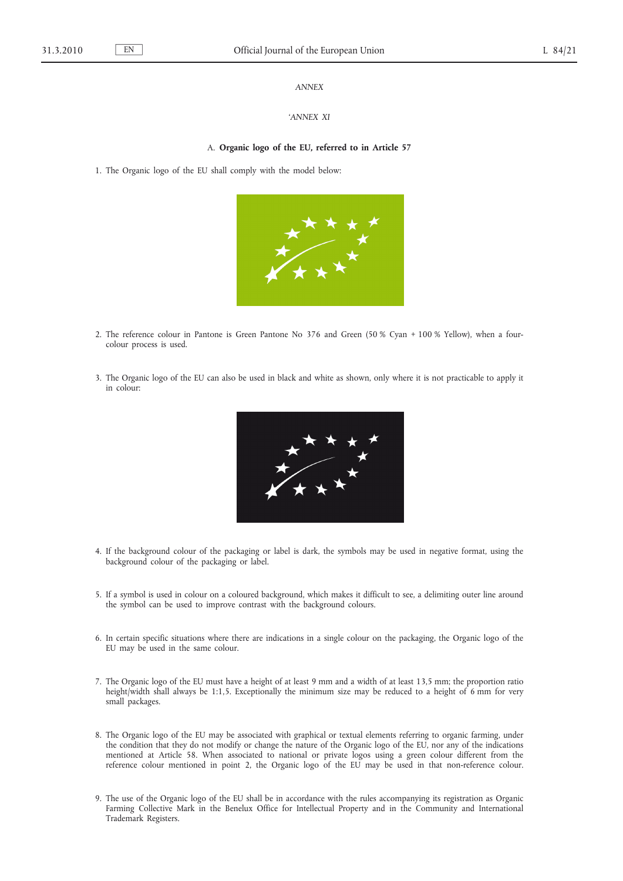*ANNEX*

*'ANNEX XI*

### A. **Organic logo of the EU, referred to in Article 57**

1. The Organic logo of the EU shall comply with the model below:

2. The reference colour in Pantone is Green Pantone No 376 and Green (50 % Cyan + 100 % Yellow), when a four-colour process is used.

3. The Organic logo of the EU can also be used in black and white as shown, only where it is not practicable to apply it in colour:

4. If the background colour of the packaging or label is dark, the symbols may be used in negative format, using the background colour of the packaging or label.

5. If a symbol is used in colour on a coloured background, which makes it difficult to see, a delimiting outer line around the symbol can be used to improve contrast with the background colours.

6. In certain specific situations where there are indications in a single colour on the packaging, the Organic logo of the EU may be used in the same colour.

7. The Organic logo of the EU must have a height of at least 9 mm and a width of at least 13,5 mm; the proportion ratio height/width shall always be 1:1,5. Exceptionally the minimum size may be reduced to a height of 6 mm for very small packages.

8. The Organic logo of the EU may be associated with graphical or textual elements referring to organic farming, under the condition that they do not modify or change the nature of the Organic logo of the EU, nor any of the indications mentioned at Article 58. When associated to national or private logos using a green colour different from the reference colour mentioned in point 2, the Organic logo of the EU may be used in that non-reference colour.

9. The use of the Organic logo of the EU shall be in accordance with the rules accompanying its registration as Organic Farming Collective Mark in the Benelux Office for Intellectual Property and in the Community and International Trademark Registers.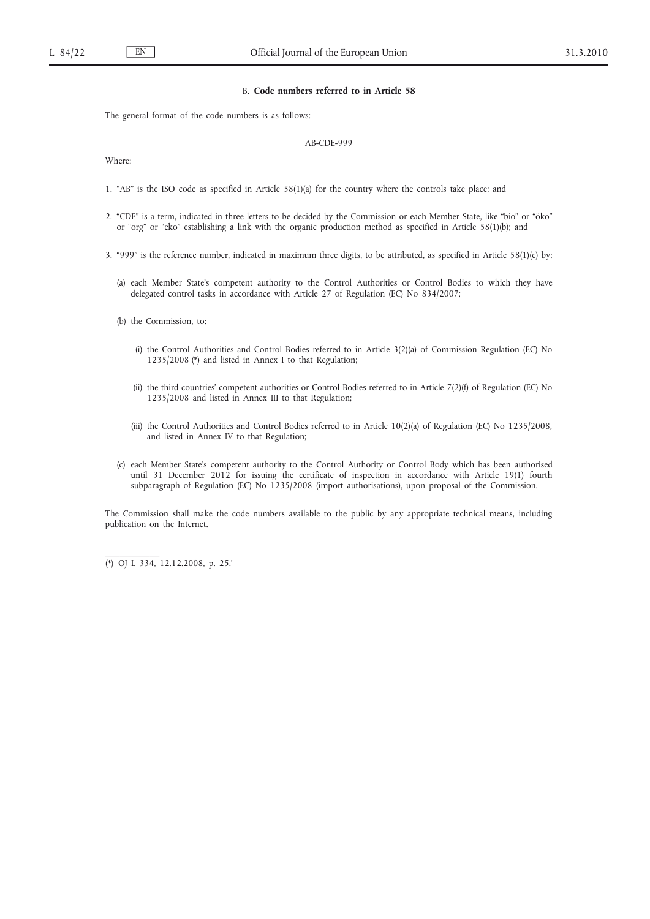B. **Code numbers referred to in Article 58**

The general format of the code numbers is as follows:

AB-CDE-999

Where:

1. "AB" is the ISO code as specified in Article 58(1)(a) for the country where the controls take place; and

2. "CDE" is a term, indicated in three letters to be decided by the Commission or each Member State, like "bio" or "öko" or "org" or "eko" establishing a link with the organic production method as specified in Article 58(1)(b); and

3. "999" is the reference number, indicated in maximum three digits, to be attributed, as specified in Article 58(1)(c) by:

   (a) each Member State's competent authority to the Control Authorities or Control Bodies to which they have delegated control tasks in accordance with Article 27 of Regulation (EC) No 834/2007;

   (b) the Commission, to:

      (i) the Control Authorities and Control Bodies referred to in Article 3(2)(a) of Commission Regulation (EC) No 1235/2008 (*) and listed in Annex I to that Regulation;

      (ii) the third countries' competent authorities or Control Bodies referred to in Article 7(2)(f) of Regulation (EC) No 1235/2008 and listed in Annex III to that Regulation;

      (iii) the Control Authorities and Control Bodies referred to in Article 10(2)(a) of Regulation (EC) No 1235/2008, and listed in Annex IV to that Regulation;

   (c) each Member State's competent authority to the Control Authority or Control Body which has been authorised until 31 December 2012 for issuing the certificate of inspection in accordance with Article 19(1) fourth subparagraph of Regulation (EC) No 1235/2008 (import authorisations), upon proposal of the Commission.

The Commission shall make the code numbers available to the public by any appropriate technical means, including publication on the Internet.

(*) OJ L 334, 12.12.2008, p. 25.'